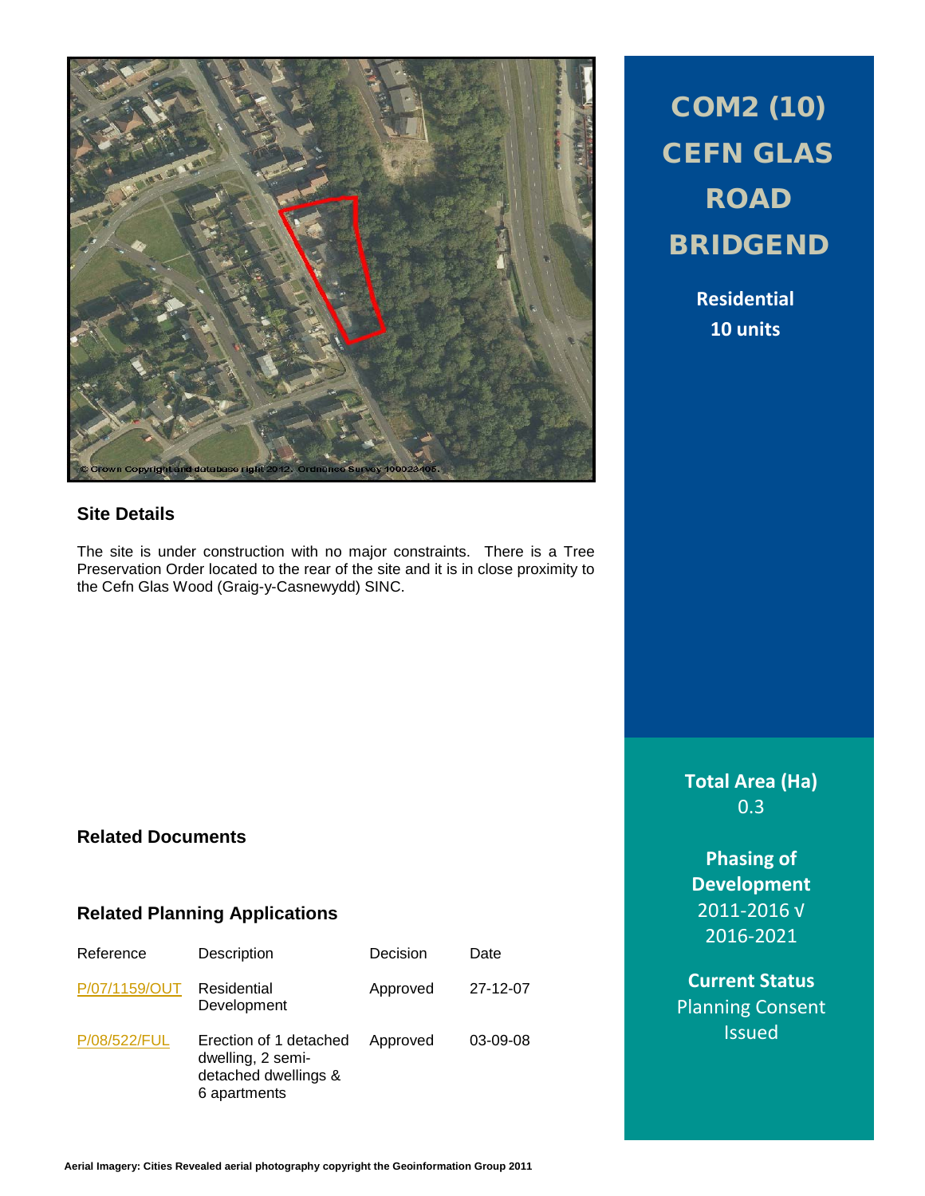# COM2 (10) CEFN GLAS ROAD BRIDGEND

**Residential**
**10 units**

© Crown Copyright and database right 2012. Ordnance Survey 100023405.

## Site Details

The site is under construction with no major constraints. There is a Tree Preservation Order located to the rear of the site and it is in close proximity to the Cefn Glas Wood (Graig-y-Casnewydd) SINC.

**Total Area (Ha)**
0.3

**Phasing of Development**
2011-2016 √
2016-2021

**Current Status**
Planning Consent Issued

## Related Documents

## Related Planning Applications

| Reference | Description | Decision | Date |
|---|---|---|---|
| P/07/1159/OUT | Residential Development | Approved | 27-12-07 |
| P/08/522/FUL | Erection of 1 detached dwelling, 2 semi-detached dwellings & 6 apartments | Approved | 03-09-08 |

**Aerial Imagery: Cities Revealed aerial photography copyright the Geoinformation Group 2011**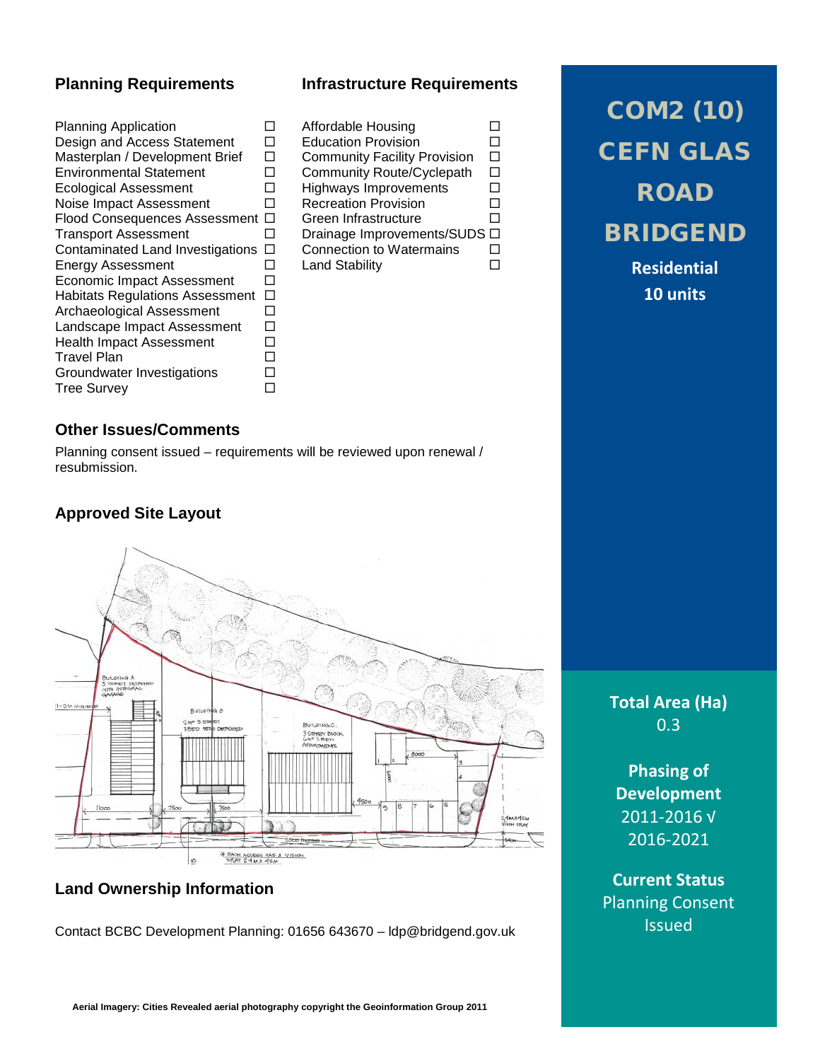## Planning Requirements

- Planning Application ☐
- Design and Access Statement ☐
- Masterplan / Development Brief ☐
- Environmental Statement ☐
- Ecological Assessment ☐
- Noise Impact Assessment ☐
- Flood Consequences Assessment ☐
- Transport Assessment ☐
- Contaminated Land Investigations ☐
- Energy Assessment ☐
- Economic Impact Assessment ☐
- Habitats Regulations Assessment ☐
- Archaeological Assessment ☐
- Landscape Impact Assessment ☐
- Health Impact Assessment ☐
- Travel Plan ☐
- Groundwater Investigations ☐
- Tree Survey ☐

## Infrastructure Requirements

- Affordable Housing ☐
- Education Provision ☐
- Community Facility Provision ☐
- Community Route/Cyclepath ☐
- Highways Improvements ☐
- Recreation Provision ☐
- Green Infrastructure ☐
- Drainage Improvements/SUDS ☐
- Connection to Watermains ☐
- Land Stability ☐

# COM2 (10) CEFN GLAS ROAD BRIDGEND

**Residential**
**10 units**

## Other Issues/Comments

Planning consent issued – requirements will be reviewed upon renewal / resubmission.

## Approved Site Layout

## Land Ownership Information

Contact BCBC Development Planning: 01656 643670 – ldp@bridgend.gov.uk

**Total Area (Ha)**
0.3

**Phasing of Development**
2011-2016 √
2016-2021

**Current Status**
Planning Consent Issued

**Aerial Imagery: Cities Revealed aerial photography copyright the Geoinformation Group 2011**